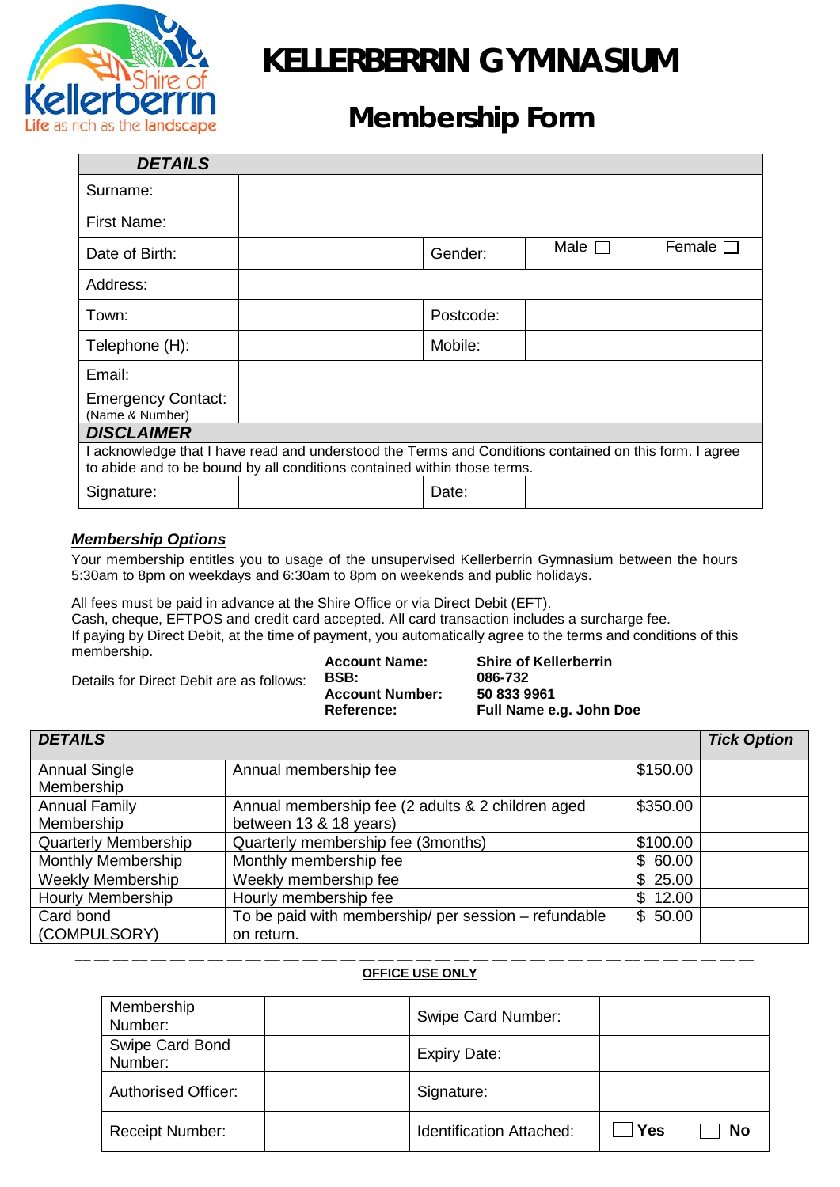# KELLERBERRIN GYMNASIUM

## Membership Form

| DETAILS | | | | |
|---|---|---|---|---|
| Surname: | | | | |
| First Name: | | | | |
| Date of Birth: | | Gender: | Male ☐ | Female ☐ |
| Address: | | | | |
| Town: | | Postcode: | | |
| Telephone (H): | | Mobile: | | |
| Email: | | | | |
| Emergency Contact: (Name & Number) | | | | |

| DISCLAIMER | | | |
|---|---|---|---|
| I acknowledge that I have read and understood the Terms and Conditions contained on this form. I agree to abide and to be bound by all conditions contained within those terms. | | | |
| Signature: | | Date: | |

***Membership Options***

Your membership entitles you to usage of the unsupervised Kellerberrin Gymnasium between the hours 5:30am to 8pm on weekdays and 6:30am to 8pm on weekends and public holidays.

All fees must be paid in advance at the Shire Office or via Direct Debit (EFT).
Cash, cheque, EFTPOS and credit card accepted. All card transaction includes a surcharge fee.
If paying by Direct Debit, at the time of payment, you automatically agree to the terms and conditions of this membership.

Details for Direct Debit are as follows:

**Account Name:** **Shire of Kellerberrin**
**BSB:** **086-732**
**Account Number:** **50 833 9961**
**Reference:** **Full Name e.g. John Doe**

| DETAILS | | | Tick Option |
|---|---|---|---|
| Annual Single Membership | Annual membership fee | $150.00 | |
| Annual Family Membership | Annual membership fee (2 adults & 2 children aged between 13 & 18 years) | $350.00 | |
| Quarterly Membership | Quarterly membership fee (3months) | $100.00 | |
| Monthly Membership | Monthly membership fee | $ 60.00 | |
| Weekly Membership | Weekly membership fee | $ 25.00 | |
| Hourly Membership | Hourly membership fee | $ 12.00 | |
| Card bond (COMPULSORY) | To be paid with membership/ per session – refundable on return. | $ 50.00 | |

---

**OFFICE USE ONLY**

| Membership Number: | | Swipe Card Number: | |
|---|---|---|---|
| Swipe Card Bond Number: | | Expiry Date: | |
| Authorised Officer: | | Signature: | |
| Receipt Number: | | Identification Attached: | ☐ **Yes** ☐ **No** |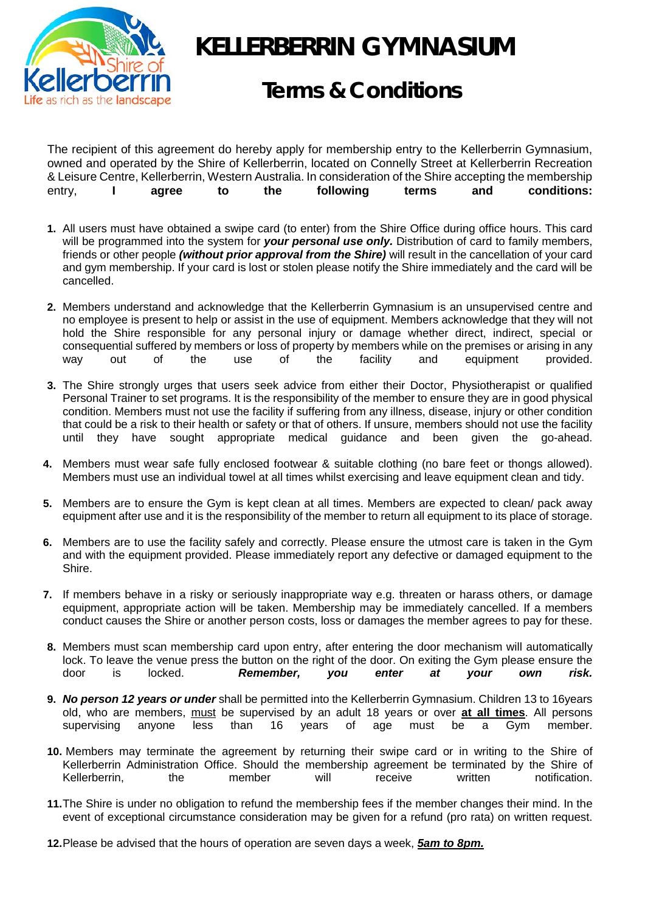# KELLERBERRIN GYMNASIUM

## Terms & Conditions

The recipient of this agreement do hereby apply for membership entry to the Kellerberrin Gymnasium, owned and operated by the Shire of Kellerberrin, located on Connelly Street at Kellerberrin Recreation & Leisure Centre, Kellerberrin, Western Australia. In consideration of the Shire accepting the membership entry, **I agree to the following terms and conditions:**

1. All users must have obtained a swipe card (to enter) from the Shire Office during office hours. This card will be programmed into the system for ***your personal use only.*** Distribution of card to family members, friends or other people ***(without prior approval from the Shire)*** will result in the cancellation of your card and gym membership. If your card is lost or stolen please notify the Shire immediately and the card will be cancelled.

2. Members understand and acknowledge that the Kellerberrin Gymnasium is an unsupervised centre and no employee is present to help or assist in the use of equipment. Members acknowledge that they will not hold the Shire responsible for any personal injury or damage whether direct, indirect, special or consequential suffered by members or loss of property by members while on the premises or arising in any way out of the use of the facility and equipment provided.

3. The Shire strongly urges that users seek advice from either their Doctor, Physiotherapist or qualified Personal Trainer to set programs. It is the responsibility of the member to ensure they are in good physical condition. Members must not use the facility if suffering from any illness, disease, injury or other condition that could be a risk to their health or safety or that of others. If unsure, members should not use the facility until they have sought appropriate medical guidance and been given the go-ahead.

4. Members must wear safe fully enclosed footwear & suitable clothing (no bare feet or thongs allowed). Members must use an individual towel at all times whilst exercising and leave equipment clean and tidy.

5. Members are to ensure the Gym is kept clean at all times. Members are expected to clean/ pack away equipment after use and it is the responsibility of the member to return all equipment to its place of storage.

6. Members are to use the facility safely and correctly. Please ensure the utmost care is taken in the Gym and with the equipment provided. Please immediately report any defective or damaged equipment to the Shire.

7. If members behave in a risky or seriously inappropriate way e.g. threaten or harass others, or damage equipment, appropriate action will be taken. Membership may be immediately cancelled. If a members conduct causes the Shire or another person costs, loss or damages the member agrees to pay for these.

8. Members must scan membership card upon entry, after entering the door mechanism will automatically lock. To leave the venue press the button on the right of the door. On exiting the Gym please ensure the door is locked. ***Remember, you enter at your own risk.***

9. ***No person 12 years or under*** shall be permitted into the Kellerberrin Gymnasium. Children 13 to 16years old, who are members, <u>must</u> be supervised by an adult 18 years or over **<u>at all times</u>**. All persons supervising anyone less than 16 years of age must be a Gym member.

10. Members may terminate the agreement by returning their swipe card or in writing to the Shire of Kellerberrin Administration Office. Should the membership agreement be terminated by the Shire of Kellerberrin, the member will receive written notification.

11. The Shire is under no obligation to refund the membership fees if the member changes their mind. In the event of exceptional circumstance consideration may be given for a refund (pro rata) on written request.

12. Please be advised that the hours of operation are seven days a week, ***<u>5am to 8pm.</u>***